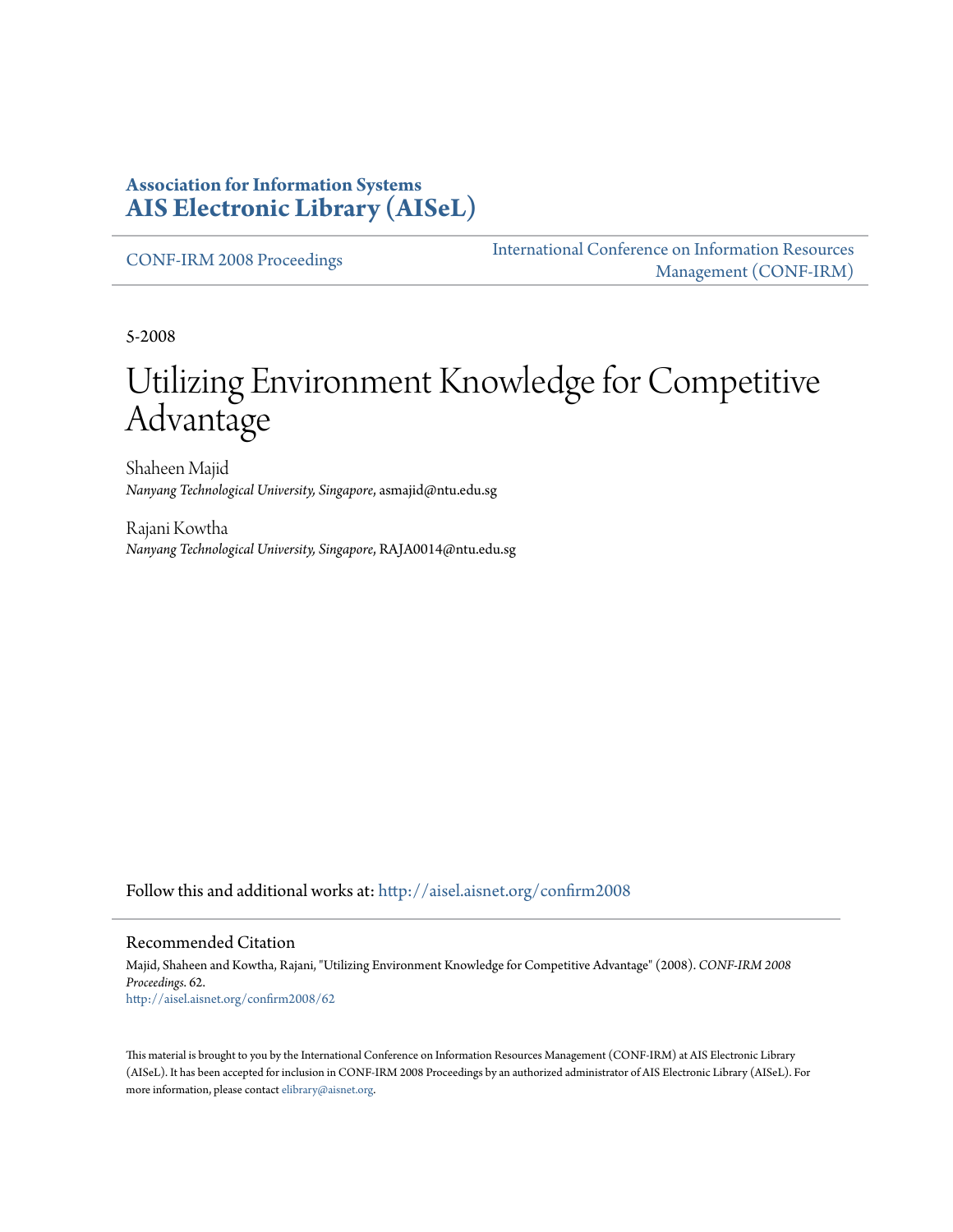**Association for Information Systems**
**AIS Electronic Library (AISeL)**

CONF-IRM 2008 Proceedings

International Conference on Information Resources Management (CONF-IRM)

5-2008

# Utilizing Environment Knowledge for Competitive Advantage

Shaheen Majid
*Nanyang Technological University, Singapore*, asmajid@ntu.edu.sg

Rajani Kowtha
*Nanyang Technological University, Singapore*, RAJA0014@ntu.edu.sg

Follow this and additional works at: http://aisel.aisnet.org/confirm2008

## Recommended Citation

Majid, Shaheen and Kowtha, Rajani, "Utilizing Environment Knowledge for Competitive Advantage" (2008). *CONF-IRM 2008 Proceedings*. 62.
http://aisel.aisnet.org/confirm2008/62

This material is brought to you by the International Conference on Information Resources Management (CONF-IRM) at AIS Electronic Library (AISeL). It has been accepted for inclusion in CONF-IRM 2008 Proceedings by an authorized administrator of AIS Electronic Library (AISeL). For more information, please contact elibrary@aisnet.org.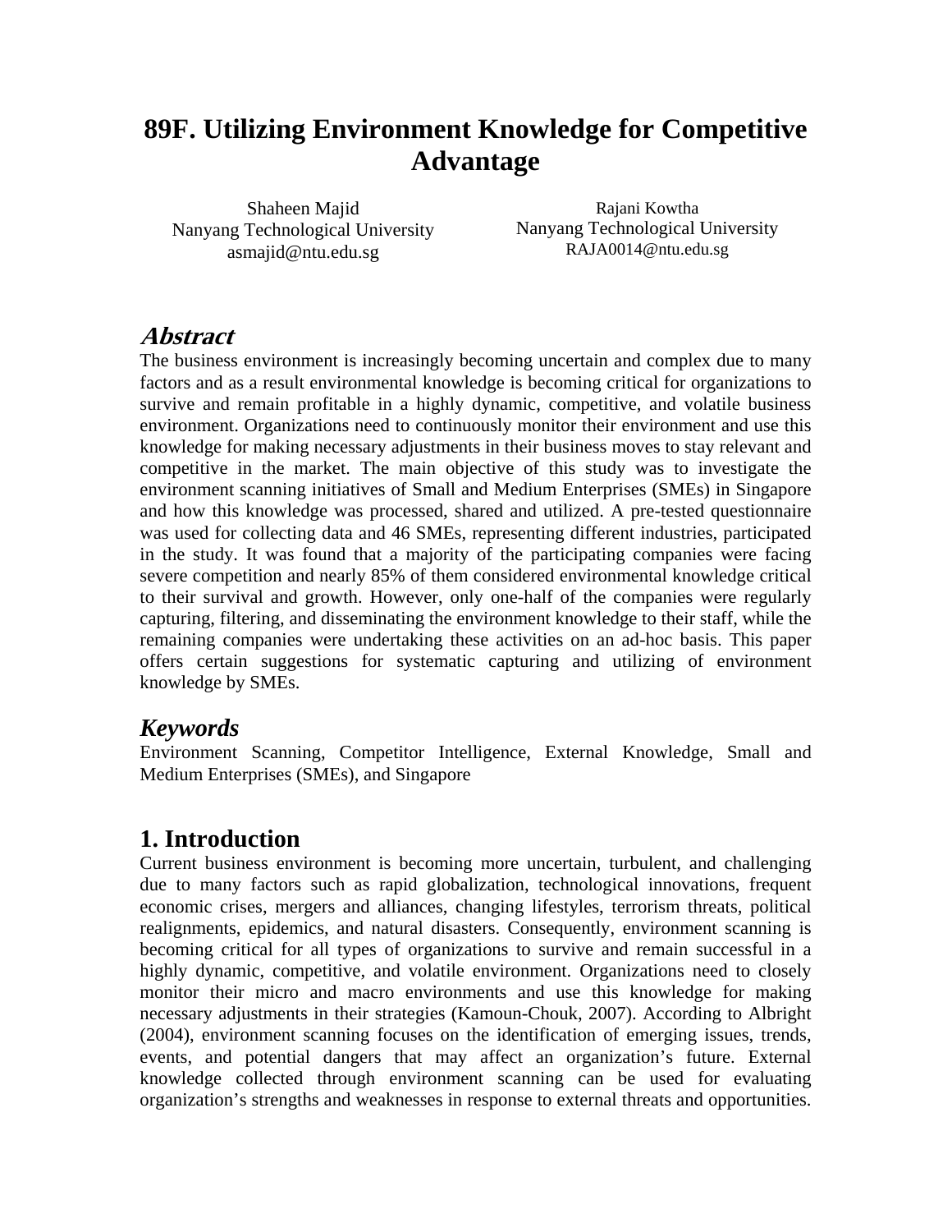# 89F. Utilizing Environment Knowledge for Competitive Advantage

Shaheen Majid
Nanyang Technological University
asmajid@ntu.edu.sg

Rajani Kowtha
Nanyang Technological University
RAJA0014@ntu.edu.sg

## *Abstract*

The business environment is increasingly becoming uncertain and complex due to many factors and as a result environmental knowledge is becoming critical for organizations to survive and remain profitable in a highly dynamic, competitive, and volatile business environment. Organizations need to continuously monitor their environment and use this knowledge for making necessary adjustments in their business moves to stay relevant and competitive in the market. The main objective of this study was to investigate the environment scanning initiatives of Small and Medium Enterprises (SMEs) in Singapore and how this knowledge was processed, shared and utilized. A pre-tested questionnaire was used for collecting data and 46 SMEs, representing different industries, participated in the study. It was found that a majority of the participating companies were facing severe competition and nearly 85% of them considered environmental knowledge critical to their survival and growth. However, only one-half of the companies were regularly capturing, filtering, and disseminating the environment knowledge to their staff, while the remaining companies were undertaking these activities on an ad-hoc basis. This paper offers certain suggestions for systematic capturing and utilizing of environment knowledge by SMEs.

## *Keywords*

Environment Scanning, Competitor Intelligence, External Knowledge, Small and Medium Enterprises (SMEs), and Singapore

## 1. Introduction

Current business environment is becoming more uncertain, turbulent, and challenging due to many factors such as rapid globalization, technological innovations, frequent economic crises, mergers and alliances, changing lifestyles, terrorism threats, political realignments, epidemics, and natural disasters. Consequently, environment scanning is becoming critical for all types of organizations to survive and remain successful in a highly dynamic, competitive, and volatile environment. Organizations need to closely monitor their micro and macro environments and use this knowledge for making necessary adjustments in their strategies (Kamoun-Chouk, 2007). According to Albright (2004), environment scanning focuses on the identification of emerging issues, trends, events, and potential dangers that may affect an organization's future. External knowledge collected through environment scanning can be used for evaluating organization's strengths and weaknesses in response to external threats and opportunities.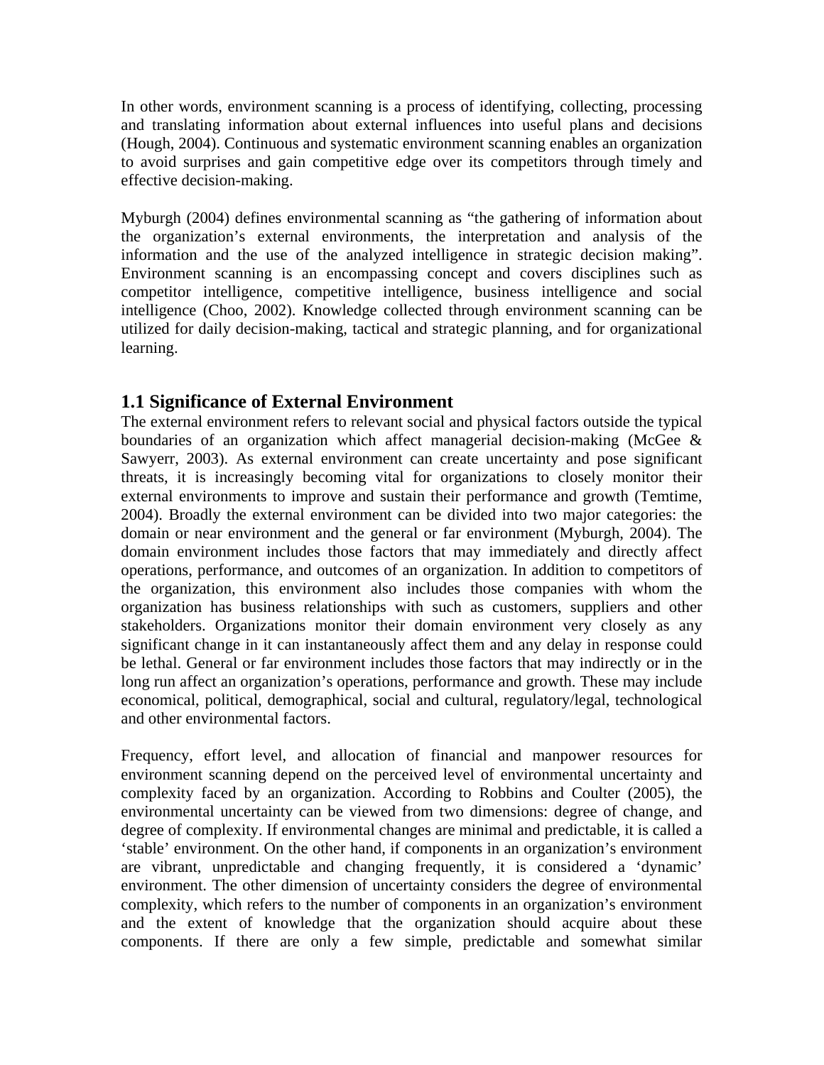In other words, environment scanning is a process of identifying, collecting, processing and translating information about external influences into useful plans and decisions (Hough, 2004). Continuous and systematic environment scanning enables an organization to avoid surprises and gain competitive edge over its competitors through timely and effective decision-making.

Myburgh (2004) defines environmental scanning as "the gathering of information about the organization's external environments, the interpretation and analysis of the information and the use of the analyzed intelligence in strategic decision making". Environment scanning is an encompassing concept and covers disciplines such as competitor intelligence, competitive intelligence, business intelligence and social intelligence (Choo, 2002). Knowledge collected through environment scanning can be utilized for daily decision-making, tactical and strategic planning, and for organizational learning.

## 1.1 Significance of External Environment

The external environment refers to relevant social and physical factors outside the typical boundaries of an organization which affect managerial decision-making (McGee & Sawyerr, 2003). As external environment can create uncertainty and pose significant threats, it is increasingly becoming vital for organizations to closely monitor their external environments to improve and sustain their performance and growth (Temtime, 2004). Broadly the external environment can be divided into two major categories: the domain or near environment and the general or far environment (Myburgh, 2004). The domain environment includes those factors that may immediately and directly affect operations, performance, and outcomes of an organization. In addition to competitors of the organization, this environment also includes those companies with whom the organization has business relationships with such as customers, suppliers and other stakeholders. Organizations monitor their domain environment very closely as any significant change in it can instantaneously affect them and any delay in response could be lethal. General or far environment includes those factors that may indirectly or in the long run affect an organization's operations, performance and growth. These may include economical, political, demographical, social and cultural, regulatory/legal, technological and other environmental factors.

Frequency, effort level, and allocation of financial and manpower resources for environment scanning depend on the perceived level of environmental uncertainty and complexity faced by an organization. According to Robbins and Coulter (2005), the environmental uncertainty can be viewed from two dimensions: degree of change, and degree of complexity. If environmental changes are minimal and predictable, it is called a 'stable' environment. On the other hand, if components in an organization's environment are vibrant, unpredictable and changing frequently, it is considered a 'dynamic' environment. The other dimension of uncertainty considers the degree of environmental complexity, which refers to the number of components in an organization's environment and the extent of knowledge that the organization should acquire about these components. If there are only a few simple, predictable and somewhat similar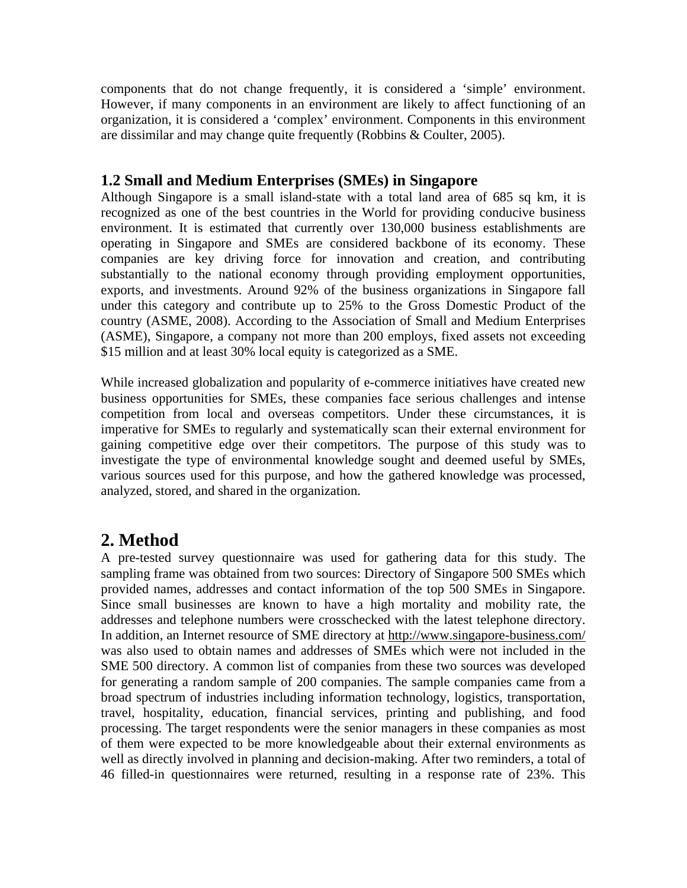components that do not change frequently, it is considered a 'simple' environment. However, if many components in an environment are likely to affect functioning of an organization, it is considered a 'complex' environment. Components in this environment are dissimilar and may change quite frequently (Robbins & Coulter, 2005).

### 1.2 Small and Medium Enterprises (SMEs) in Singapore

Although Singapore is a small island-state with a total land area of 685 sq km, it is recognized as one of the best countries in the World for providing conducive business environment. It is estimated that currently over 130,000 business establishments are operating in Singapore and SMEs are considered backbone of its economy. These companies are key driving force for innovation and creation, and contributing substantially to the national economy through providing employment opportunities, exports, and investments. Around 92% of the business organizations in Singapore fall under this category and contribute up to 25% to the Gross Domestic Product of the country (ASME, 2008). According to the Association of Small and Medium Enterprises (ASME), Singapore, a company not more than 200 employs, fixed assets not exceeding $15 million and at least 30% local equity is categorized as a SME.

While increased globalization and popularity of e-commerce initiatives have created new business opportunities for SMEs, these companies face serious challenges and intense competition from local and overseas competitors. Under these circumstances, it is imperative for SMEs to regularly and systematically scan their external environment for gaining competitive edge over their competitors. The purpose of this study was to investigate the type of environmental knowledge sought and deemed useful by SMEs, various sources used for this purpose, and how the gathered knowledge was processed, analyzed, stored, and shared in the organization.

## 2. Method

A pre-tested survey questionnaire was used for gathering data for this study. The sampling frame was obtained from two sources: Directory of Singapore 500 SMEs which provided names, addresses and contact information of the top 500 SMEs in Singapore. Since small businesses are known to have a high mortality and mobility rate, the addresses and telephone numbers were crosschecked with the latest telephone directory. In addition, an Internet resource of SME directory at http://www.singapore-business.com/ was also used to obtain names and addresses of SMEs which were not included in the SME 500 directory. A common list of companies from these two sources was developed for generating a random sample of 200 companies. The sample companies came from a broad spectrum of industries including information technology, logistics, transportation, travel, hospitality, education, financial services, printing and publishing, and food processing. The target respondents were the senior managers in these companies as most of them were expected to be more knowledgeable about their external environments as well as directly involved in planning and decision-making. After two reminders, a total of 46 filled-in questionnaires were returned, resulting in a response rate of 23%. This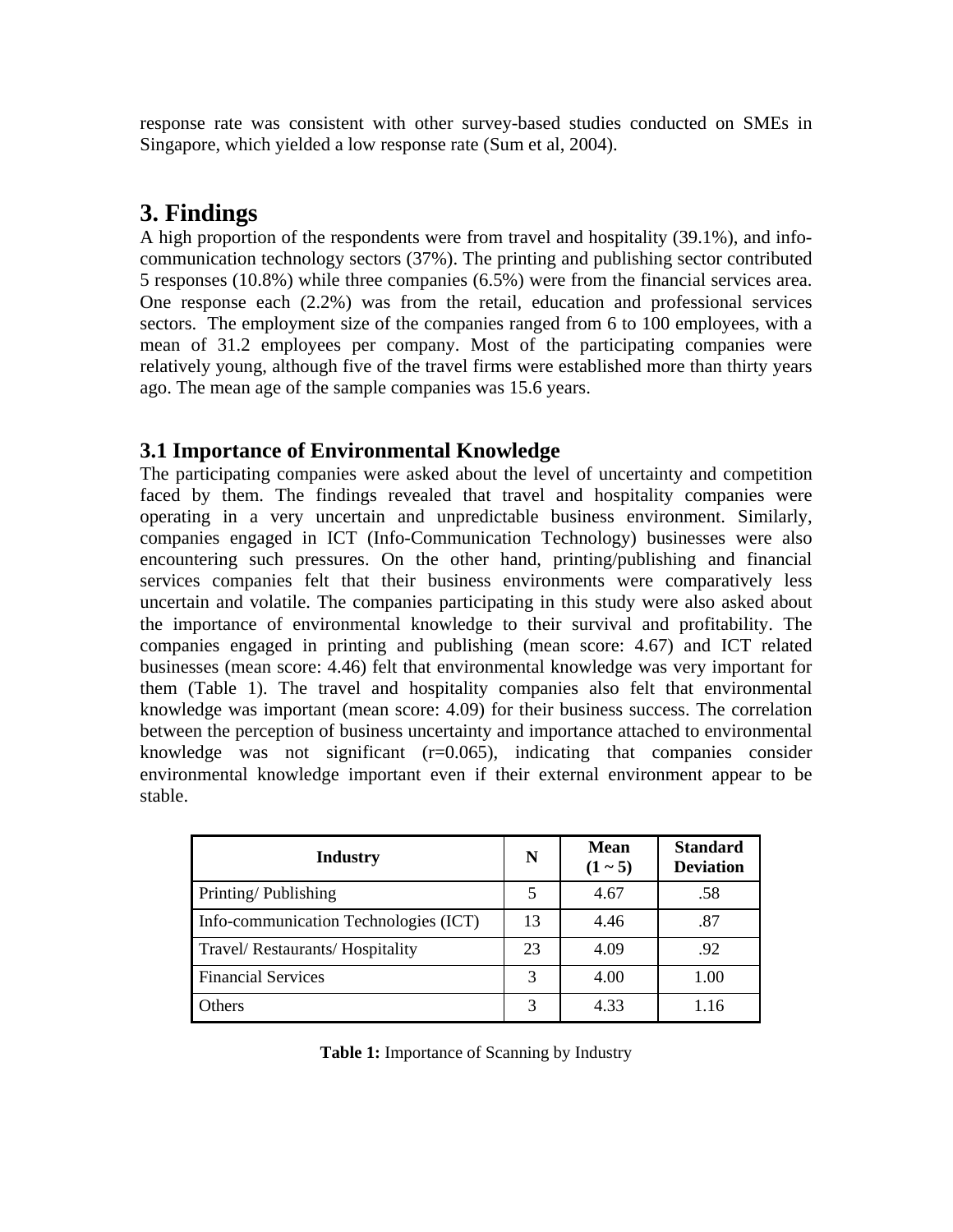response rate was consistent with other survey-based studies conducted on SMEs in Singapore, which yielded a low response rate (Sum et al, 2004).

## 3. Findings

A high proportion of the respondents were from travel and hospitality (39.1%), and info-communication technology sectors (37%). The printing and publishing sector contributed 5 responses (10.8%) while three companies (6.5%) were from the financial services area. One response each (2.2%) was from the retail, education and professional services sectors. The employment size of the companies ranged from 6 to 100 employees, with a mean of 31.2 employees per company. Most of the participating companies were relatively young, although five of the travel firms were established more than thirty years ago. The mean age of the sample companies was 15.6 years.

### 3.1 Importance of Environmental Knowledge

The participating companies were asked about the level of uncertainty and competition faced by them. The findings revealed that travel and hospitality companies were operating in a very uncertain and unpredictable business environment. Similarly, companies engaged in ICT (Info-Communication Technology) businesses were also encountering such pressures. On the other hand, printing/publishing and financial services companies felt that their business environments were comparatively less uncertain and volatile. The companies participating in this study were also asked about the importance of environmental knowledge to their survival and profitability. The companies engaged in printing and publishing (mean score: 4.67) and ICT related businesses (mean score: 4.46) felt that environmental knowledge was very important for them (Table 1). The travel and hospitality companies also felt that environmental knowledge was important (mean score: 4.09) for their business success. The correlation between the perception of business uncertainty and importance attached to environmental knowledge was not significant (r=0.065), indicating that companies consider environmental knowledge important even if their external environment appear to be stable.

| Industry | N | Mean (1 ~ 5) | Standard Deviation |
|---|---|---|---|
| Printing/ Publishing | 5 | 4.67 | .58 |
| Info-communication Technologies (ICT) | 13 | 4.46 | .87 |
| Travel/ Restaurants/ Hospitality | 23 | 4.09 | .92 |
| Financial Services | 3 | 4.00 | 1.00 |
| Others | 3 | 4.33 | 1.16 |

**Table 1:** Importance of Scanning by Industry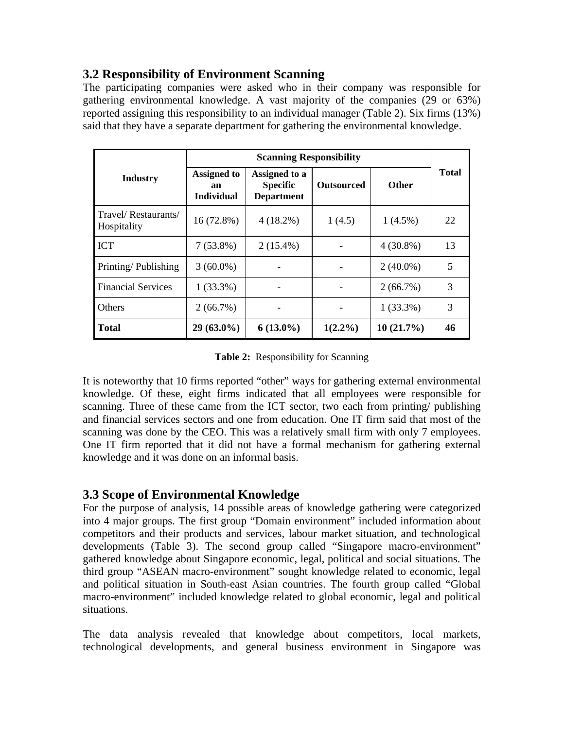## 3.2 Responsibility of Environment Scanning

The participating companies were asked who in their company was responsible for gathering environmental knowledge. A vast majority of the companies (29 or 63%) reported assigning this responsibility to an individual manager (Table 2). Six firms (13%) said that they have a separate department for gathering the environmental knowledge.

| Industry | Scanning Responsibility | | | | Total |
|---|---|---|---|---|---|
| | Assigned to an Individual | Assigned to a Specific Department | Outsourced | Other | |
| Travel/ Restaurants/ Hospitality | 16 (72.8%) | 4 (18.2%) | 1 (4.5) | 1 (4.5%) | 22 |
| ICT | 7 (53.8%) | 2 (15.4%) | - | 4 (30.8%) | 13 |
| Printing/ Publishing | 3 (60.0%) | - | - | 2 (40.0%) | 5 |
| Financial Services | 1 (33.3%) | - | - | 2 (66.7%) | 3 |
| Others | 2 (66.7%) | - | - | 1 (33.3%) | 3 |
| **Total** | **29 (63.0%)** | **6 (13.0%)** | **1(2.2%)** | **10 (21.7%)** | **46** |

**Table 2:** Responsibility for Scanning

It is noteworthy that 10 firms reported "other" ways for gathering external environmental knowledge. Of these, eight firms indicated that all employees were responsible for scanning. Three of these came from the ICT sector, two each from printing/ publishing and financial services sectors and one from education. One IT firm said that most of the scanning was done by the CEO. This was a relatively small firm with only 7 employees. One IT firm reported that it did not have a formal mechanism for gathering external knowledge and it was done on an informal basis.

## 3.3 Scope of Environmental Knowledge

For the purpose of analysis, 14 possible areas of knowledge gathering were categorized into 4 major groups. The first group "Domain environment" included information about competitors and their products and services, labour market situation, and technological developments (Table 3). The second group called "Singapore macro-environment" gathered knowledge about Singapore economic, legal, political and social situations. The third group "ASEAN macro-environment" sought knowledge related to economic, legal and political situation in South-east Asian countries. The fourth group called "Global macro-environment" included knowledge related to global economic, legal and political situations.

The data analysis revealed that knowledge about competitors, local markets, technological developments, and general business environment in Singapore was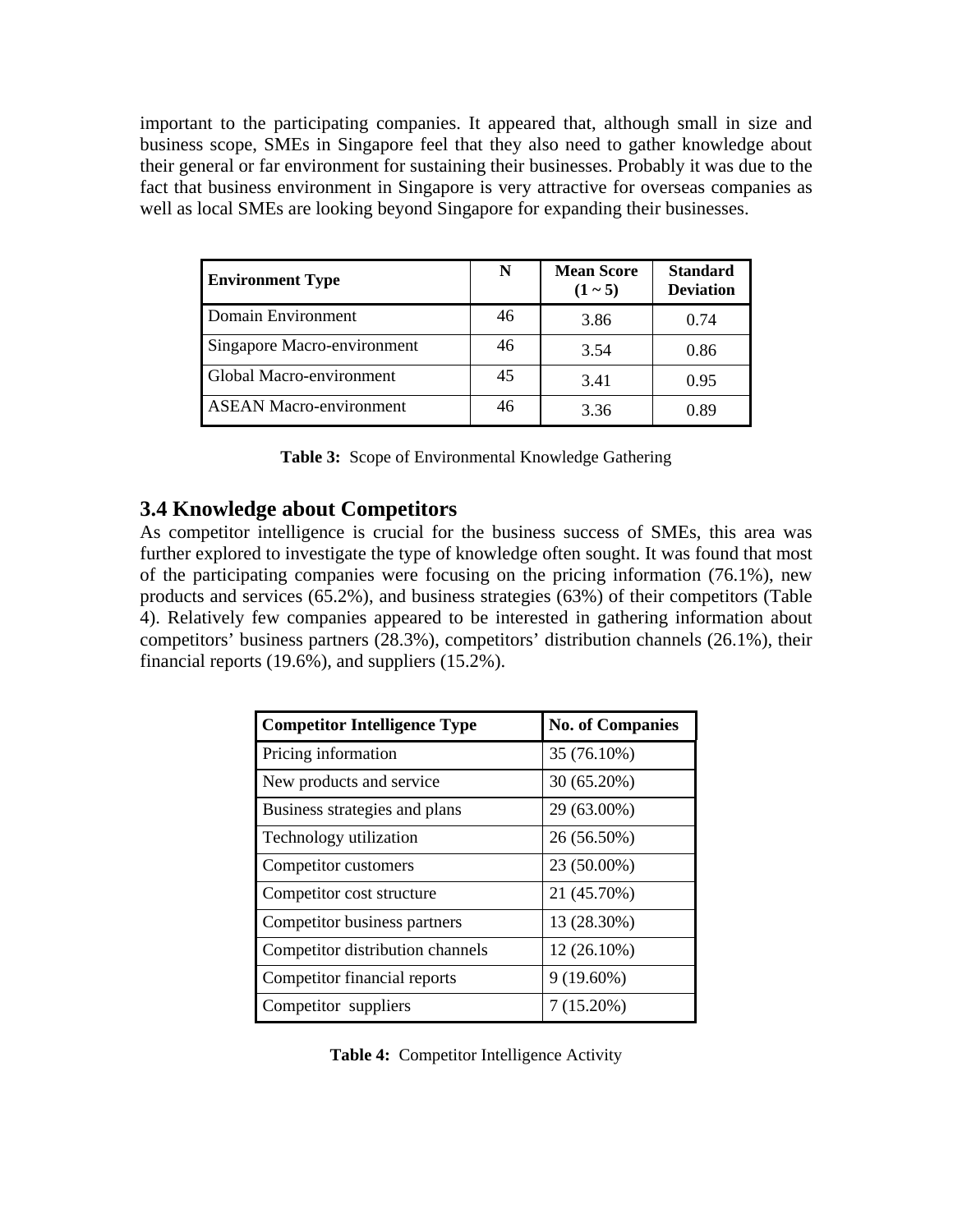important to the participating companies. It appeared that, although small in size and business scope, SMEs in Singapore feel that they also need to gather knowledge about their general or far environment for sustaining their businesses. Probably it was due to the fact that business environment in Singapore is very attractive for overseas companies as well as local SMEs are looking beyond Singapore for expanding their businesses.

| Environment Type | N | Mean Score (1 ~ 5) | Standard Deviation |
|---|---|---|---|
| Domain Environment | 46 | 3.86 | 0.74 |
| Singapore Macro-environment | 46 | 3.54 | 0.86 |
| Global Macro-environment | 45 | 3.41 | 0.95 |
| ASEAN Macro-environment | 46 | 3.36 | 0.89 |

**Table 3:** Scope of Environmental Knowledge Gathering

## 3.4 Knowledge about Competitors

As competitor intelligence is crucial for the business success of SMEs, this area was further explored to investigate the type of knowledge often sought. It was found that most of the participating companies were focusing on the pricing information (76.1%), new products and services (65.2%), and business strategies (63%) of their competitors (Table 4). Relatively few companies appeared to be interested in gathering information about competitors' business partners (28.3%), competitors' distribution channels (26.1%), their financial reports (19.6%), and suppliers (15.2%).

| Competitor Intelligence Type | No. of Companies |
|---|---|
| Pricing information | 35 (76.10%) |
| New products and service | 30 (65.20%) |
| Business strategies and plans | 29 (63.00%) |
| Technology utilization | 26 (56.50%) |
| Competitor customers | 23 (50.00%) |
| Competitor cost structure | 21 (45.70%) |
| Competitor business partners | 13 (28.30%) |
| Competitor distribution channels | 12 (26.10%) |
| Competitor financial reports | 9 (19.60%) |
| Competitor suppliers | 7 (15.20%) |

**Table 4:** Competitor Intelligence Activity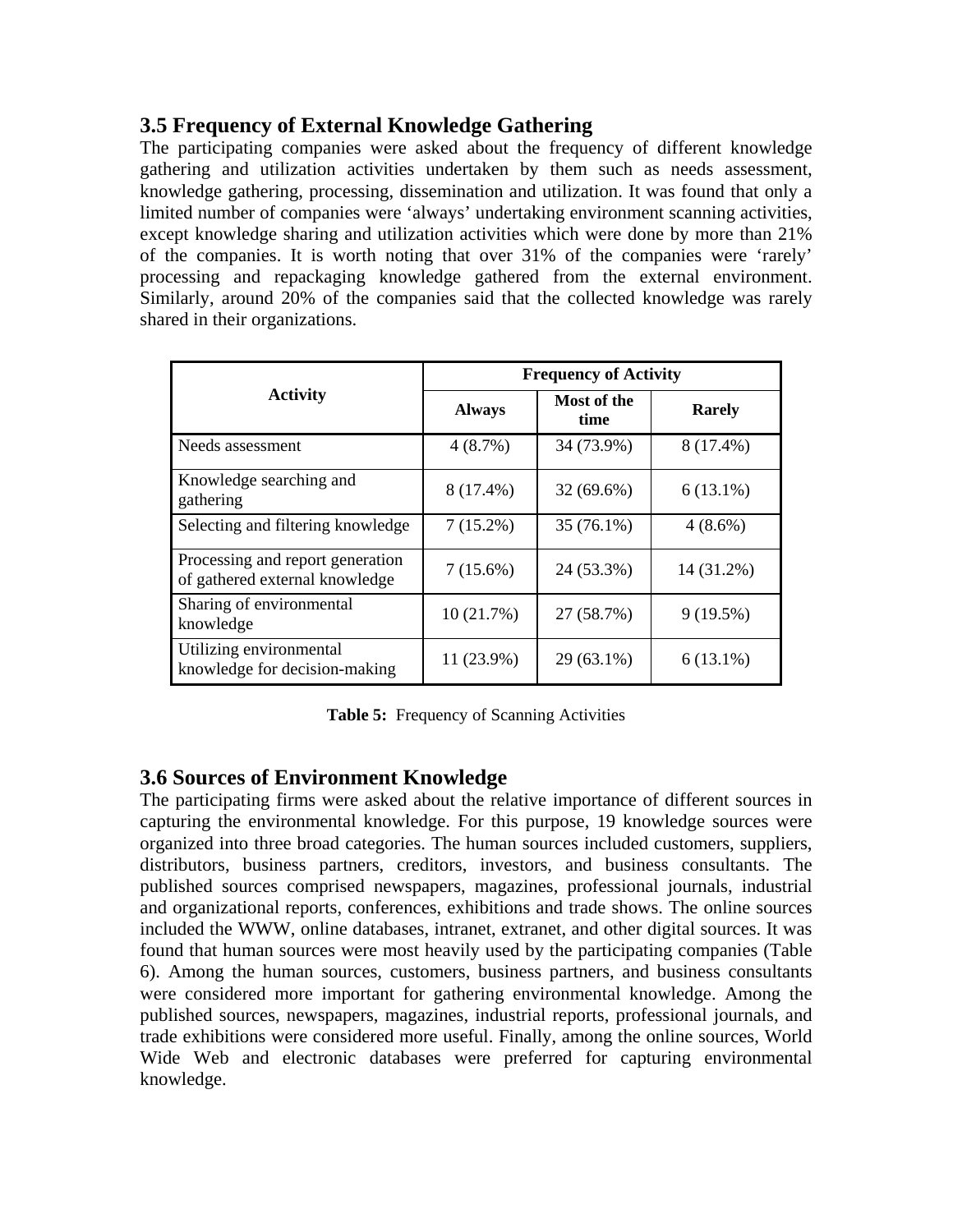### 3.5 Frequency of External Knowledge Gathering

The participating companies were asked about the frequency of different knowledge gathering and utilization activities undertaken by them such as needs assessment, knowledge gathering, processing, dissemination and utilization. It was found that only a limited number of companies were 'always' undertaking environment scanning activities, except knowledge sharing and utilization activities which were done by more than 21% of the companies. It is worth noting that over 31% of the companies were 'rarely' processing and repackaging knowledge gathered from the external environment. Similarly, around 20% of the companies said that the collected knowledge was rarely shared in their organizations.

| Activity | Frequency of Activity | | |
|---|---|---|---|
| | **Always** | **Most of the time** | **Rarely** |
| Needs assessment | 4 (8.7%) | 34 (73.9%) | 8 (17.4%) |
| Knowledge searching and gathering | 8 (17.4%) | 32 (69.6%) | 6 (13.1%) |
| Selecting and filtering knowledge | 7 (15.2%) | 35 (76.1%) | 4 (8.6%) |
| Processing and report generation of gathered external knowledge | 7 (15.6%) | 24 (53.3%) | 14 (31.2%) |
| Sharing of environmental knowledge | 10 (21.7%) | 27 (58.7%) | 9 (19.5%) |
| Utilizing environmental knowledge for decision-making | 11 (23.9%) | 29 (63.1%) | 6 (13.1%) |

**Table 5:** Frequency of Scanning Activities

### 3.6 Sources of Environment Knowledge

The participating firms were asked about the relative importance of different sources in capturing the environmental knowledge. For this purpose, 19 knowledge sources were organized into three broad categories. The human sources included customers, suppliers, distributors, business partners, creditors, investors, and business consultants. The published sources comprised newspapers, magazines, professional journals, industrial and organizational reports, conferences, exhibitions and trade shows. The online sources included the WWW, online databases, intranet, extranet, and other digital sources. It was found that human sources were most heavily used by the participating companies (Table 6). Among the human sources, customers, business partners, and business consultants were considered more important for gathering environmental knowledge. Among the published sources, newspapers, magazines, industrial reports, professional journals, and trade exhibitions were considered more useful. Finally, among the online sources, World Wide Web and electronic databases were preferred for capturing environmental knowledge.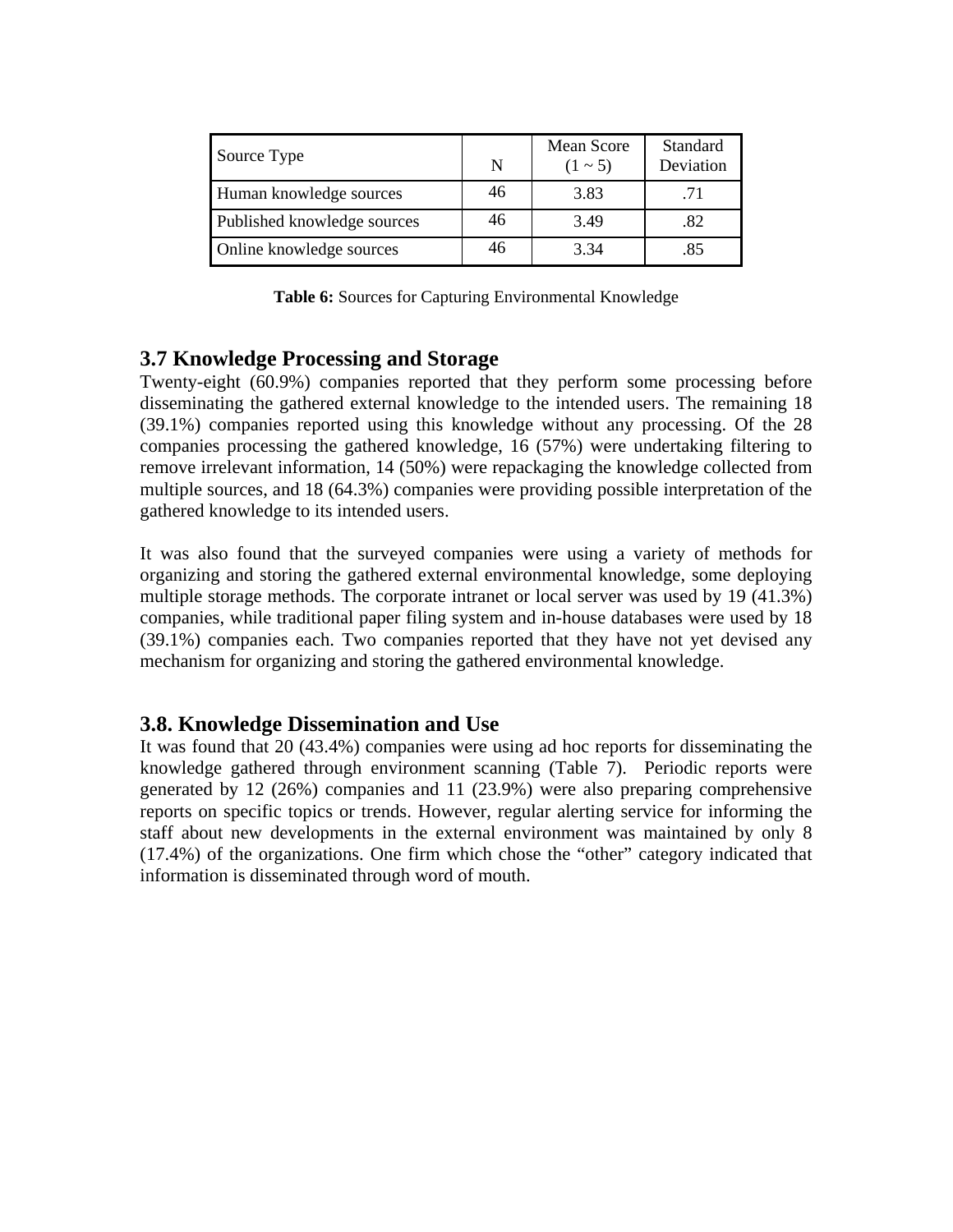| Source Type | N | Mean Score (1 ~ 5) | Standard Deviation |
|---|---|---|---|
| Human knowledge sources | 46 | 3.83 | .71 |
| Published knowledge sources | 46 | 3.49 | .82 |
| Online knowledge sources | 46 | 3.34 | .85 |

**Table 6:** Sources for Capturing Environmental Knowledge

## 3.7 Knowledge Processing and Storage

Twenty-eight (60.9%) companies reported that they perform some processing before disseminating the gathered external knowledge to the intended users. The remaining 18 (39.1%) companies reported using this knowledge without any processing. Of the 28 companies processing the gathered knowledge, 16 (57%) were undertaking filtering to remove irrelevant information, 14 (50%) were repackaging the knowledge collected from multiple sources, and 18 (64.3%) companies were providing possible interpretation of the gathered knowledge to its intended users.

It was also found that the surveyed companies were using a variety of methods for organizing and storing the gathered external environmental knowledge, some deploying multiple storage methods. The corporate intranet or local server was used by 19 (41.3%) companies, while traditional paper filing system and in-house databases were used by 18 (39.1%) companies each. Two companies reported that they have not yet devised any mechanism for organizing and storing the gathered environmental knowledge.

## 3.8. Knowledge Dissemination and Use

It was found that 20 (43.4%) companies were using ad hoc reports for disseminating the knowledge gathered through environment scanning (Table 7). Periodic reports were generated by 12 (26%) companies and 11 (23.9%) were also preparing comprehensive reports on specific topics or trends. However, regular alerting service for informing the staff about new developments in the external environment was maintained by only 8 (17.4%) of the organizations. One firm which chose the "other" category indicated that information is disseminated through word of mouth.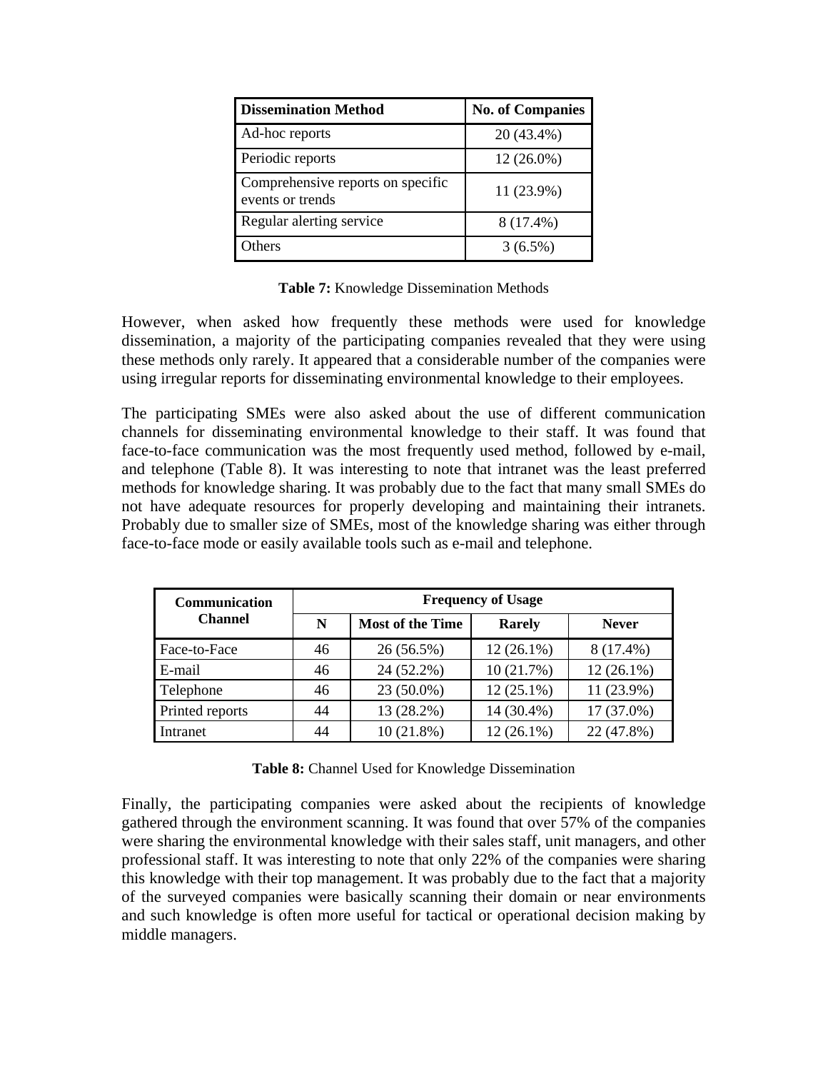| Dissemination Method | No. of Companies |
|---|---|
| Ad-hoc reports | 20 (43.4%) |
| Periodic reports | 12 (26.0%) |
| Comprehensive reports on specific events or trends | 11 (23.9%) |
| Regular alerting service | 8 (17.4%) |
| Others | 3 (6.5%) |

**Table 7:** Knowledge Dissemination Methods

However, when asked how frequently these methods were used for knowledge dissemination, a majority of the participating companies revealed that they were using these methods only rarely. It appeared that a considerable number of the companies were using irregular reports for disseminating environmental knowledge to their employees.

The participating SMEs were also asked about the use of different communication channels for disseminating environmental knowledge to their staff. It was found that face-to-face communication was the most frequently used method, followed by e-mail, and telephone (Table 8). It was interesting to note that intranet was the least preferred methods for knowledge sharing. It was probably due to the fact that many small SMEs do not have adequate resources for properly developing and maintaining their intranets. Probably due to smaller size of SMEs, most of the knowledge sharing was either through face-to-face mode or easily available tools such as e-mail and telephone.

| Communication Channel | Frequency of Usage | | | |
|---|---|---|---|---|
| | N | Most of the Time | Rarely | Never |
| Face-to-Face | 46 | 26 (56.5%) | 12 (26.1%) | 8 (17.4%) |
| E-mail | 46 | 24 (52.2%) | 10 (21.7%) | 12 (26.1%) |
| Telephone | 46 | 23 (50.0%) | 12 (25.1%) | 11 (23.9%) |
| Printed reports | 44 | 13 (28.2%) | 14 (30.4%) | 17 (37.0%) |
| Intranet | 44 | 10 (21.8%) | 12 (26.1%) | 22 (47.8%) |

**Table 8:** Channel Used for Knowledge Dissemination

Finally, the participating companies were asked about the recipients of knowledge gathered through the environment scanning. It was found that over 57% of the companies were sharing the environmental knowledge with their sales staff, unit managers, and other professional staff. It was interesting to note that only 22% of the companies were sharing this knowledge with their top management. It was probably due to the fact that a majority of the surveyed companies were basically scanning their domain or near environments and such knowledge is often more useful for tactical or operational decision making by middle managers.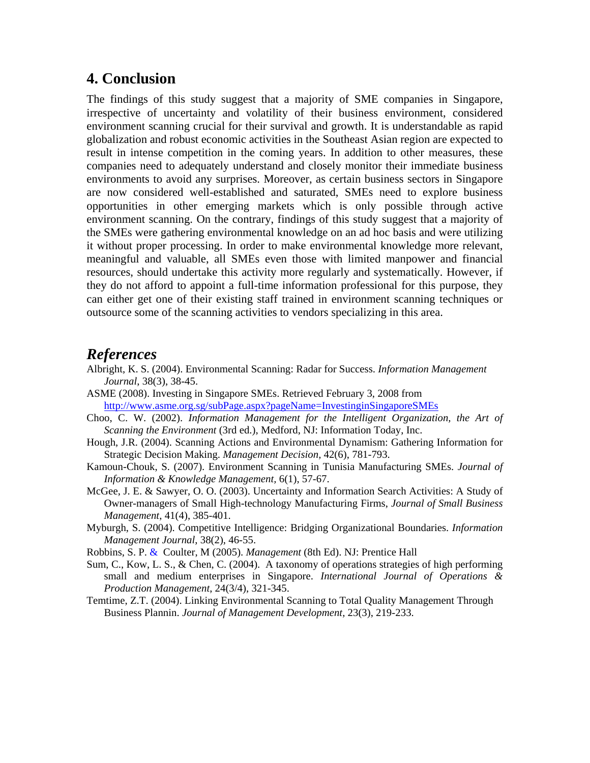## 4. Conclusion

The findings of this study suggest that a majority of SME companies in Singapore, irrespective of uncertainty and volatility of their business environment, considered environment scanning crucial for their survival and growth. It is understandable as rapid globalization and robust economic activities in the Southeast Asian region are expected to result in intense competition in the coming years. In addition to other measures, these companies need to adequately understand and closely monitor their immediate business environments to avoid any surprises. Moreover, as certain business sectors in Singapore are now considered well-established and saturated, SMEs need to explore business opportunities in other emerging markets which is only possible through active environment scanning. On the contrary, findings of this study suggest that a majority of the SMEs were gathering environmental knowledge on an ad hoc basis and were utilizing it without proper processing. In order to make environmental knowledge more relevant, meaningful and valuable, all SMEs even those with limited manpower and financial resources, should undertake this activity more regularly and systematically. However, if they do not afford to appoint a full-time information professional for this purpose, they can either get one of their existing staff trained in environment scanning techniques or outsource some of the scanning activities to vendors specializing in this area.

## *References*

Albright, K. S. (2004). Environmental Scanning: Radar for Success. *Information Management Journal*, 38(3), 38-45.

ASME (2008). Investing in Singapore SMEs. Retrieved February 3, 2008 from http://www.asme.org.sg/subPage.aspx?pageName=InvestinginSingaporeSMEs

Choo, C. W. (2002). *Information Management for the Intelligent Organization, the Art of Scanning the Environment* (3rd ed.), Medford, NJ: Information Today, Inc.

Hough, J.R. (2004). Scanning Actions and Environmental Dynamism: Gathering Information for Strategic Decision Making. *Management Decision,* 42(6), 781-793.

Kamoun-Chouk, S. (2007). Environment Scanning in Tunisia Manufacturing SMEs. *Journal of Information & Knowledge Management,* 6(1), 57-67.

McGee, J. E. & Sawyer, O. O. (2003). Uncertainty and Information Search Activities: A Study of Owner-managers of Small High-technology Manufacturing Firms, *Journal of Small Business Management*, 41(4), 385-401.

Myburgh, S. (2004). Competitive Intelligence: Bridging Organizational Boundaries. *Information Management Journal*, 38(2), 46-55.

Robbins, S. P. & Coulter, M (2005). *Management* (8th Ed). NJ: Prentice Hall

Sum, C., Kow, L. S., & Chen, C. (2004). A taxonomy of operations strategies of high performing small and medium enterprises in Singapore. *International Journal of Operations & Production Management*, 24(3/4), 321-345.

Temtime, Z.T. (2004). Linking Environmental Scanning to Total Quality Management Through Business Plannin. *Journal of Management Development*, 23(3), 219-233.